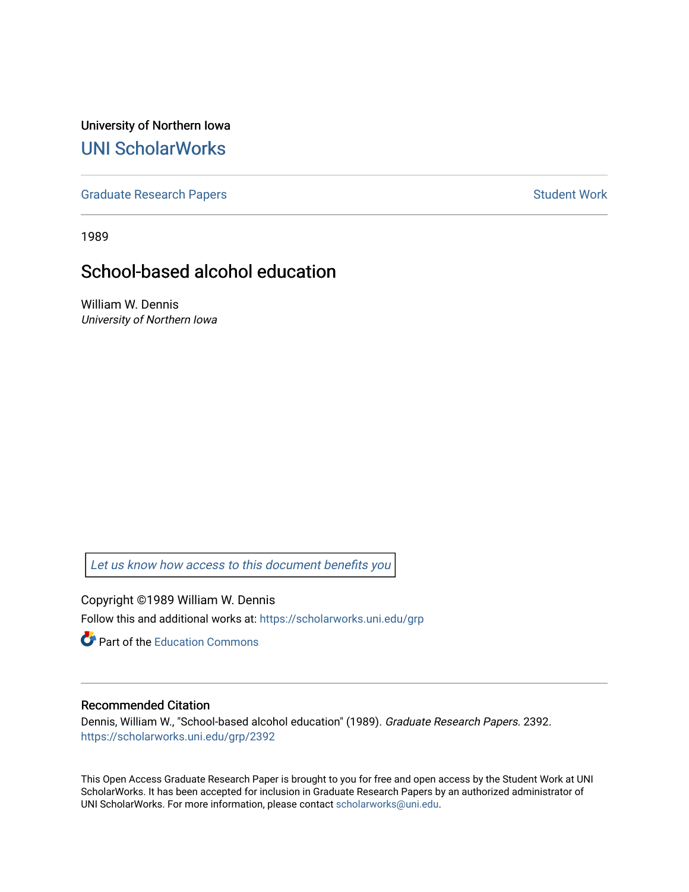University of Northern Iowa

# UNI ScholarWorks

Graduate Research Papers | Student Work

1989

## School-based alcohol education

William W. Dennis
*University of Northern Iowa*

*Let us know how access to this document benefits you*

Copyright ©1989 William W. Dennis

Follow this and additional works at: https://scholarworks.uni.edu/grp

Part of the Education Commons

### Recommended Citation

Dennis, William W., "School-based alcohol education" (1989). *Graduate Research Papers*. 2392.
https://scholarworks.uni.edu/grp/2392

This Open Access Graduate Research Paper is brought to you for free and open access by the Student Work at UNI ScholarWorks. It has been accepted for inclusion in Graduate Research Papers by an authorized administrator of UNI ScholarWorks. For more information, please contact scholarworks@uni.edu.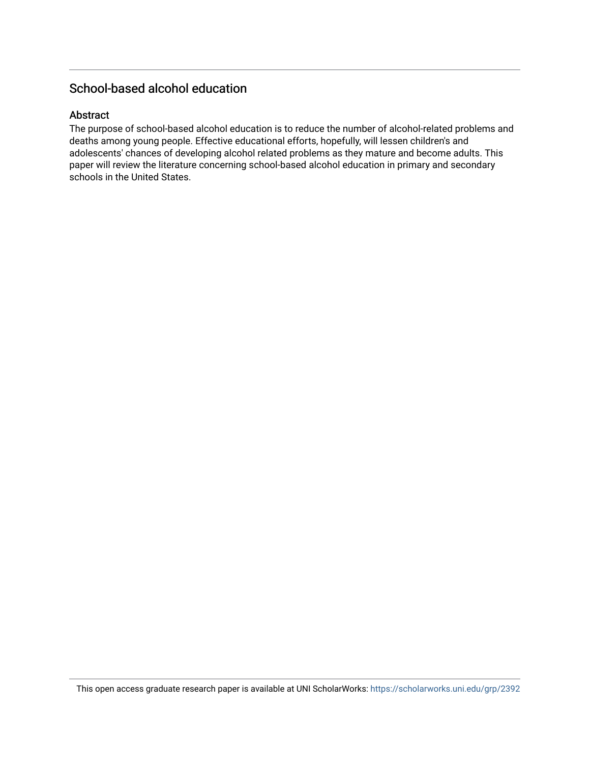## School-based alcohol education

### Abstract

The purpose of school-based alcohol education is to reduce the number of alcohol-related problems and deaths among young people. Effective educational efforts, hopefully, will lessen children's and adolescents' chances of developing alcohol related problems as they mature and become adults. This paper will review the literature concerning school-based alcohol education in primary and secondary schools in the United States.

This open access graduate research paper is available at UNI ScholarWorks: https://scholarworks.uni.edu/grp/2392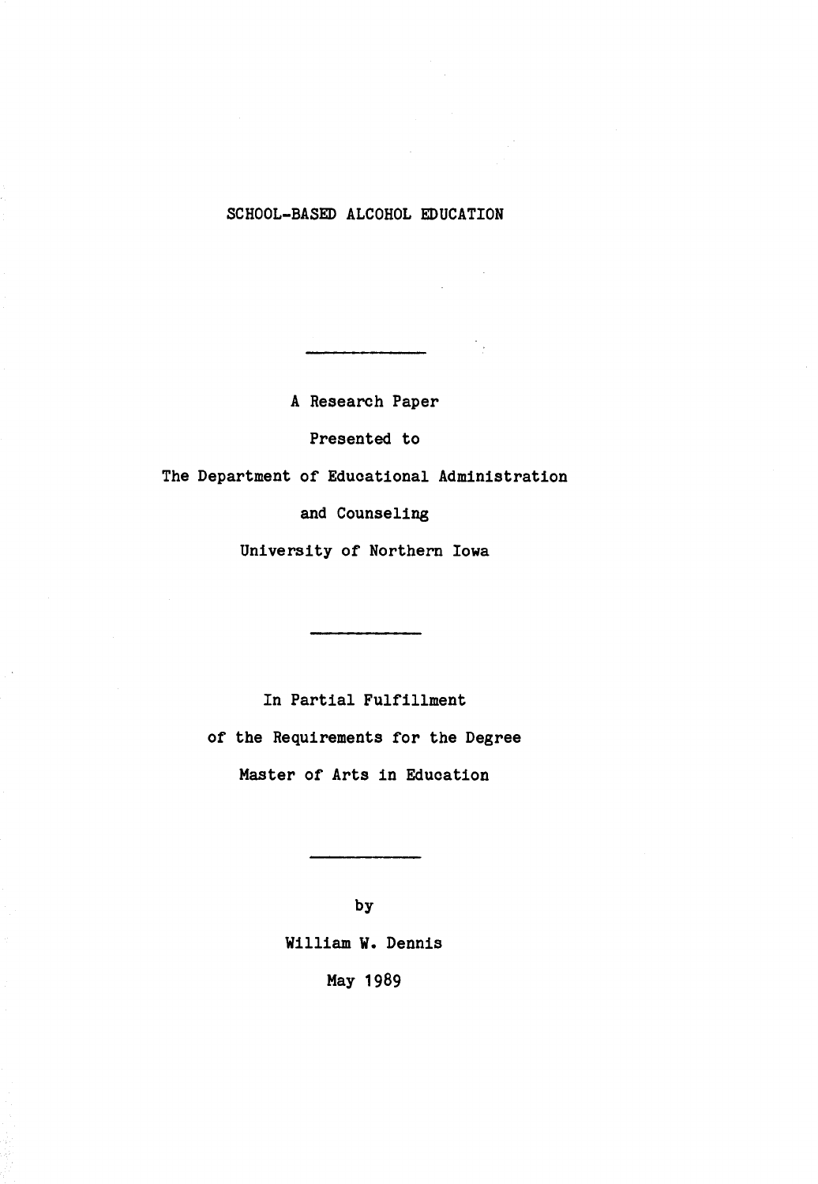# SCHOOL-BASED ALCOHOL EDUCATION

---

A Research Paper

Presented to

The Department of Educational Administration

and Counseling

University of Northern Iowa

---

In Partial Fulfillment

of the Requirements for the Degree

Master of Arts in Education

---

by

William W. Dennis

May 1989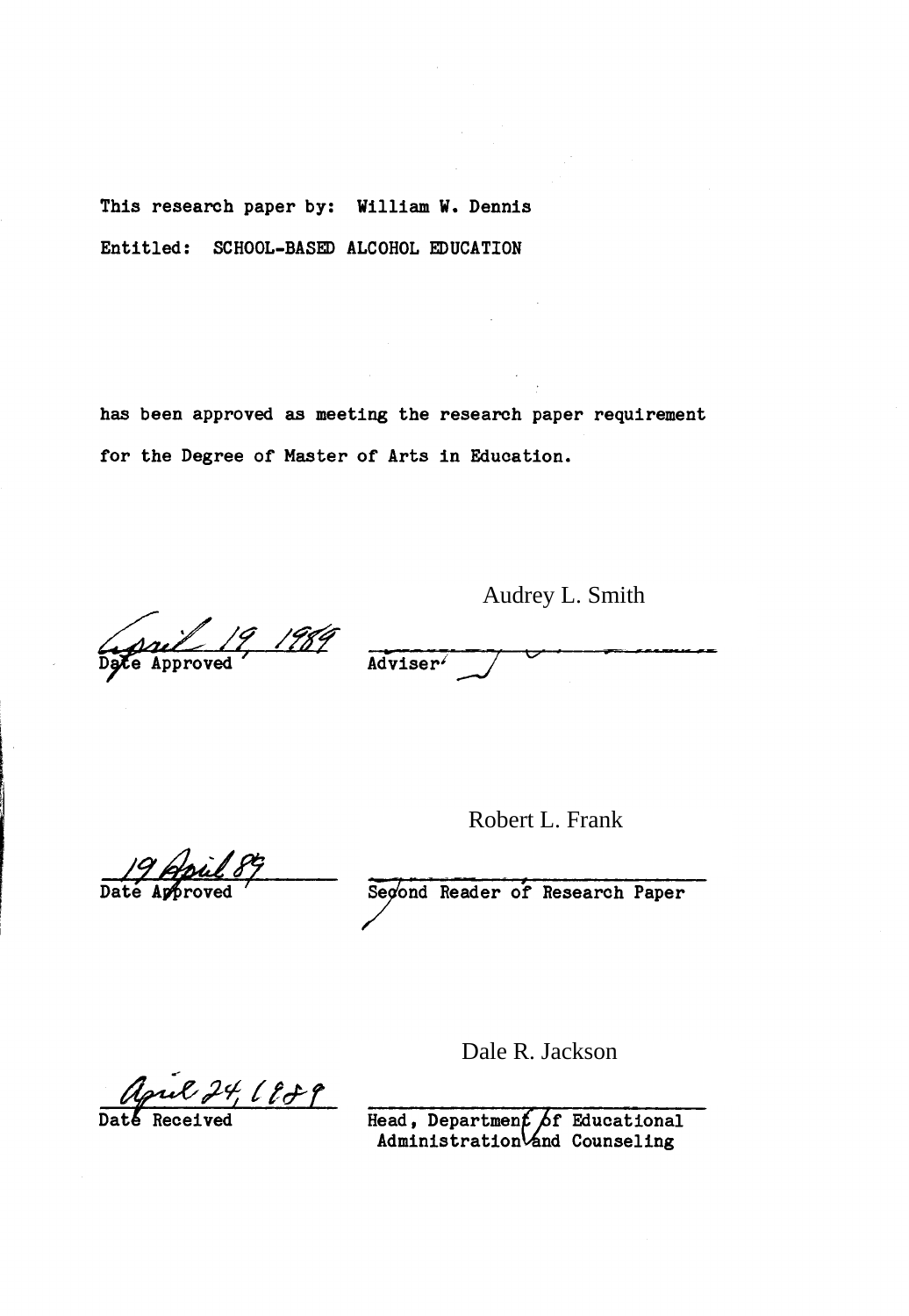This research paper by: William W. Dennis

Entitled: SCHOOL-BASED ALCOHOL EDUCATION

has been approved as meeting the research paper requirement for the Degree of Master of Arts in Education.

April 19, 1989 — Date Approved

Audrey L. Smith — Adviser

19 April 89 — Date Approved

Robert L. Frank — Second Reader of Research Paper

April 24, 1989 — Date Received

Dale R. Jackson — Head, Department of Educational Administration and Counseling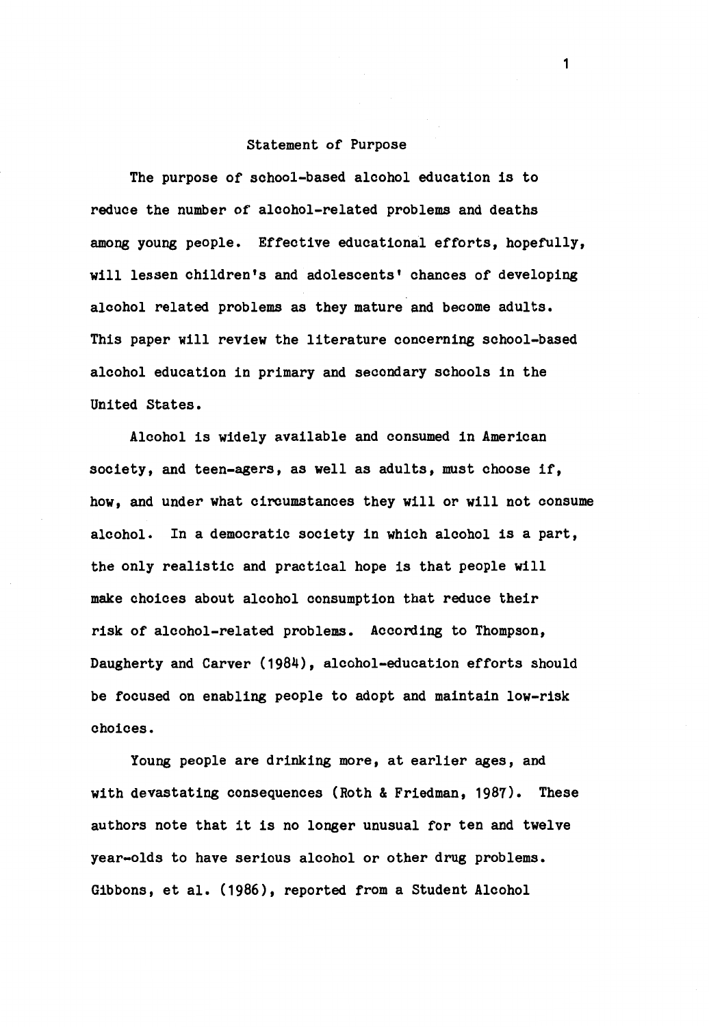## Statement of Purpose

The purpose of school-based alcohol education is to reduce the number of alcohol-related problems and deaths among young people. Effective educational efforts, hopefully, will lessen children's and adolescents' chances of developing alcohol related problems as they mature and become adults. This paper will review the literature concerning school-based alcohol education in primary and secondary schools in the United States.

Alcohol is widely available and consumed in American society, and teen-agers, as well as adults, must choose if, how, and under what circumstances they will or will not consume alcohol. In a democratic society in which alcohol is a part, the only realistic and practical hope is that people will make choices about alcohol consumption that reduce their risk of alcohol-related problems. According to Thompson, Daugherty and Carver (1984), alcohol-education efforts should be focused on enabling people to adopt and maintain low-risk choices.

Young people are drinking more, at earlier ages, and with devastating consequences (Roth & Friedman, 1987). These authors note that it is no longer unusual for ten and twelve year-olds to have serious alcohol or other drug problems. Gibbons, et al. (1986), reported from a Student Alcohol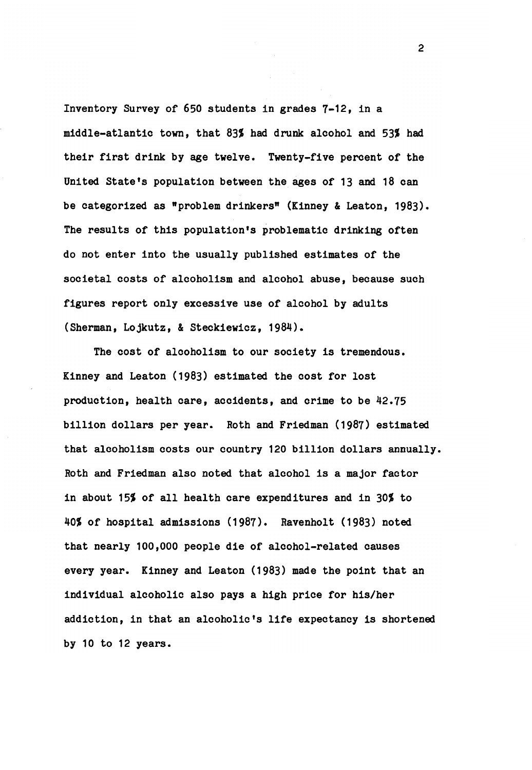Inventory Survey of 650 students in grades 7-12, in a middle-atlantic town, that 83% had drunk alcohol and 53% had their first drink by age twelve. Twenty-five percent of the United State's population between the ages of 13 and 18 can be categorized as "problem drinkers" (Kinney & Leaton, 1983). The results of this population's problematic drinking often do not enter into the usually published estimates of the societal costs of alcoholism and alcohol abuse, because such figures report only excessive use of alcohol by adults (Sherman, Lojkutz, & Steckiewicz, 1984).

The cost of alcoholism to our society is tremendous. Kinney and Leaton (1983) estimated the cost for lost production, health care, accidents, and crime to be 42.75 billion dollars per year. Roth and Friedman (1987) estimated that alcoholism costs our country 120 billion dollars annually. Roth and Friedman also noted that alcohol is a major factor in about 15% of all health care expenditures and in 30% to 40% of hospital admissions (1987). Ravenholt (1983) noted that nearly 100,000 people die of alcohol-related causes every year. Kinney and Leaton (1983) made the point that an individual alcoholic also pays a high price for his/her addiction, in that an alcoholic's life expectancy is shortened by 10 to 12 years.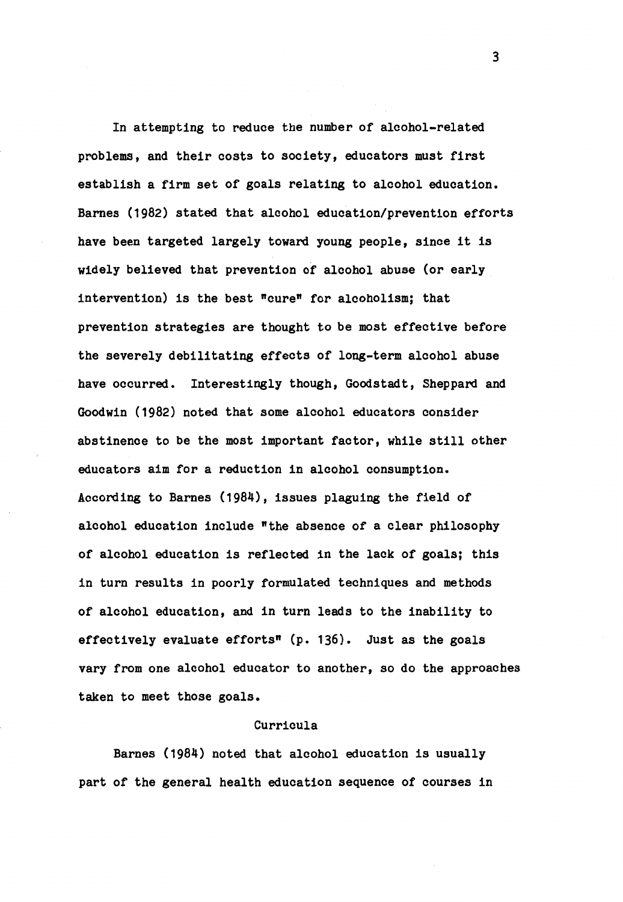In attempting to reduce the number of alcohol-related problems, and their costs to society, educators must first establish a firm set of goals relating to alcohol education. Barnes (1982) stated that alcohol education/prevention efforts have been targeted largely toward young people, since it is widely believed that prevention of alcohol abuse (or early intervention) is the best "cure" for alcoholism; that prevention strategies are thought to be most effective before the severely debilitating effects of long-term alcohol abuse have occurred. Interestingly though, Goodstadt, Sheppard and Goodwin (1982) noted that some alcohol educators consider abstinence to be the most important factor, while still other educators aim for a reduction in alcohol consumption. According to Barnes (1984), issues plaguing the field of alcohol education include "the absence of a clear philosophy of alcohol education is reflected in the lack of goals; this in turn results in poorly formulated techniques and methods of alcohol education, and in turn leads to the inability to effectively evaluate efforts" (p. 136). Just as the goals vary from one alcohol educator to another, so do the approaches taken to meet those goals.

## Curricula

Barnes (1984) noted that alcohol education is usually part of the general health education sequence of courses in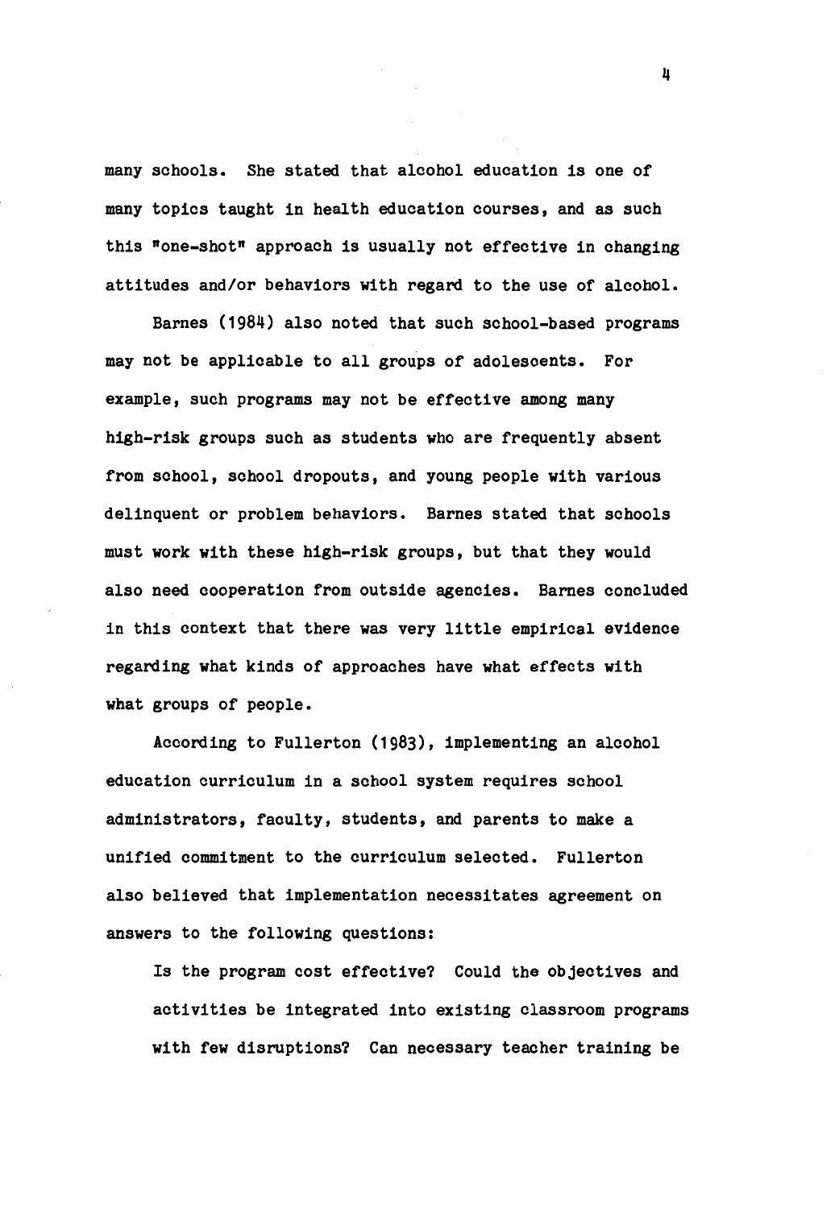many schools. She stated that alcohol education is one of many topics taught in health education courses, and as such this "one-shot" approach is usually not effective in changing attitudes and/or behaviors with regard to the use of alcohol.

Barnes (1984) also noted that such school-based programs may not be applicable to all groups of adolescents. For example, such programs may not be effective among many high-risk groups such as students who are frequently absent from school, school dropouts, and young people with various delinquent or problem behaviors. Barnes stated that schools must work with these high-risk groups, but that they would also need cooperation from outside agencies. Barnes concluded in this context that there was very little empirical evidence regarding what kinds of approaches have what effects with what groups of people.

According to Fullerton (1983), implementing an alcohol education curriculum in a school system requires school administrators, faculty, students, and parents to make a unified commitment to the curriculum selected. Fullerton also believed that implementation necessitates agreement on answers to the following questions:

> Is the program cost effective? Could the objectives and activities be integrated into existing classroom programs with few disruptions? Can necessary teacher training be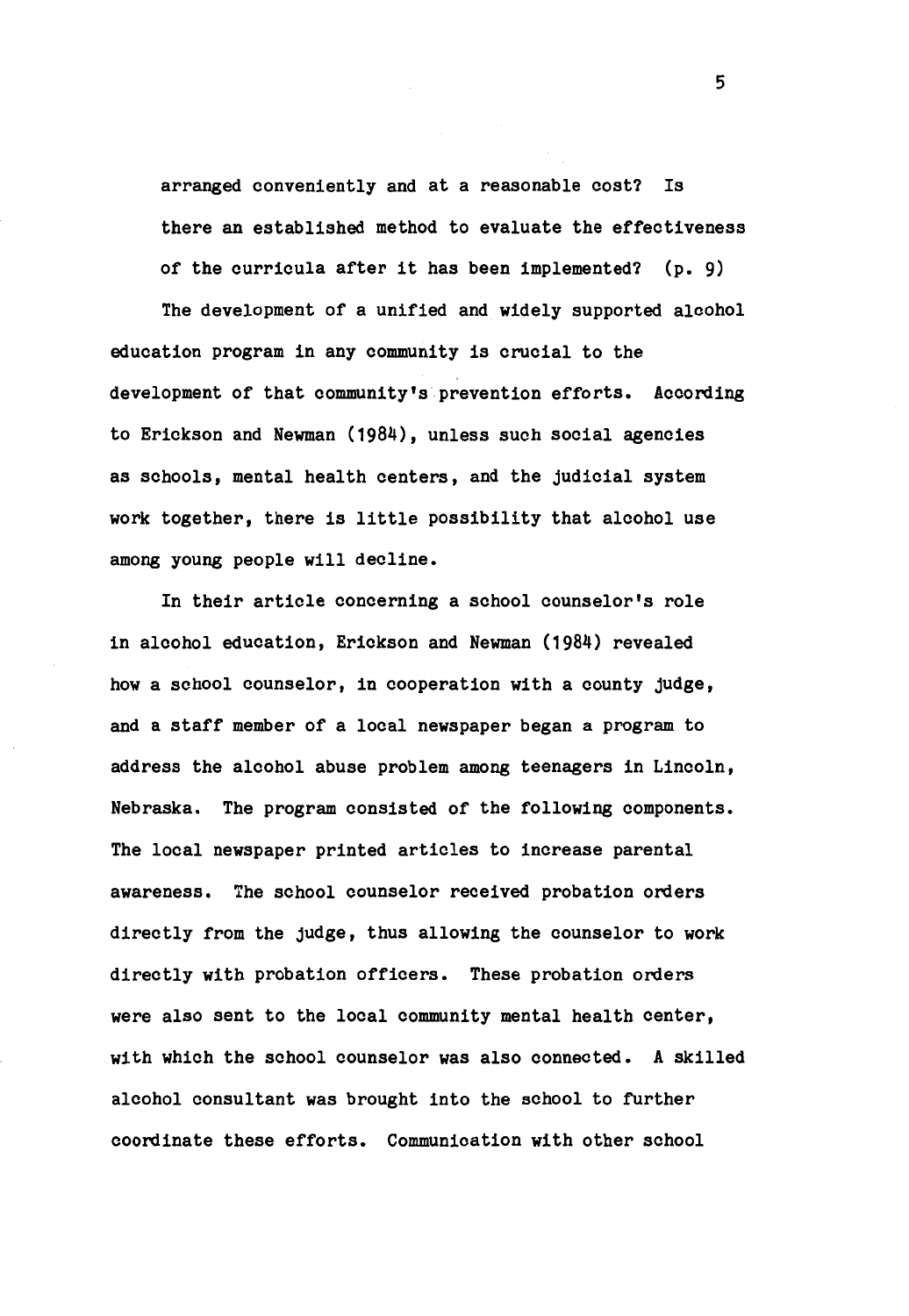arranged conveniently and at a reasonable cost? Is there an established method to evaluate the effectiveness of the curricula after it has been implemented? (p. 9)

The development of a unified and widely supported alcohol education program in any community is crucial to the development of that community's prevention efforts. According to Erickson and Newman (1984), unless such social agencies as schools, mental health centers, and the judicial system work together, there is little possibility that alcohol use among young people will decline.

In their article concerning a school counselor's role in alcohol education, Erickson and Newman (1984) revealed how a school counselor, in cooperation with a county judge, and a staff member of a local newspaper began a program to address the alcohol abuse problem among teenagers in Lincoln, Nebraska. The program consisted of the following components. The local newspaper printed articles to increase parental awareness. The school counselor received probation orders directly from the judge, thus allowing the counselor to work directly with probation officers. These probation orders were also sent to the local community mental health center, with which the school counselor was also connected. A skilled alcohol consultant was brought into the school to further coordinate these efforts. Communication with other school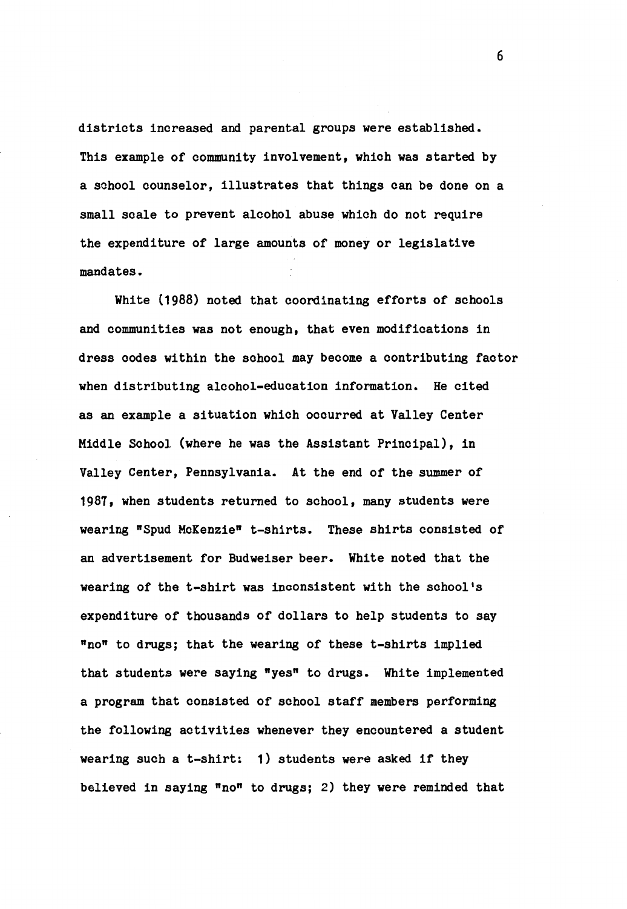districts increased and parental groups were established. This example of community involvement, which was started by a school counselor, illustrates that things can be done on a small scale to prevent alcohol abuse which do not require the expenditure of large amounts of money or legislative mandates.

White (1988) noted that coordinating efforts of schools and communities was not enough, that even modifications in dress codes within the school may become a contributing factor when distributing alcohol-education information. He cited as an example a situation which occurred at Valley Center Middle School (where he was the Assistant Principal), in Valley Center, Pennsylvania. At the end of the summer of 1987, when students returned to school, many students were wearing "Spud McKenzie" t-shirts. These shirts consisted of an advertisement for Budweiser beer. White noted that the wearing of the t-shirt was inconsistent with the school's expenditure of thousands of dollars to help students to say "no" to drugs; that the wearing of these t-shirts implied that students were saying "yes" to drugs. White implemented a program that consisted of school staff members performing the following activities whenever they encountered a student wearing such a t-shirt: 1) students were asked if they believed in saying "no" to drugs; 2) they were reminded that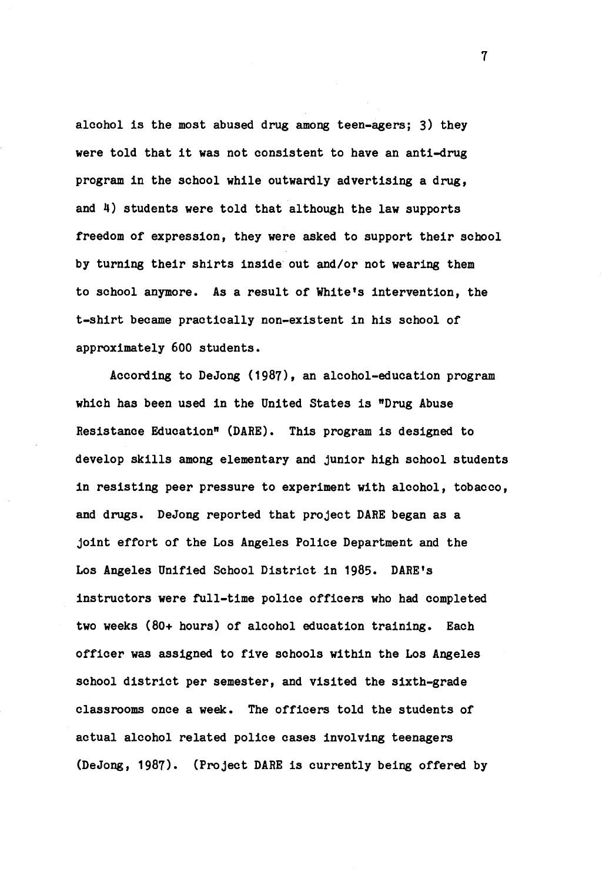alcohol is the most abused drug among teen-agers; 3) they were told that it was not consistent to have an anti-drug program in the school while outwardly advertising a drug, and 4) students were told that although the law supports freedom of expression, they were asked to support their school by turning their shirts inside out and/or not wearing them to school anymore. As a result of White's intervention, the t-shirt became practically non-existent in his school of approximately 600 students.

According to DeJong (1987), an alcohol-education program which has been used in the United States is "Drug Abuse Resistance Education" (DARE). This program is designed to develop skills among elementary and junior high school students in resisting peer pressure to experiment with alcohol, tobacco, and drugs. DeJong reported that project DARE began as a joint effort of the Los Angeles Police Department and the Los Angeles Unified School District in 1985. DARE's instructors were full-time police officers who had completed two weeks (80+ hours) of alcohol education training. Each officer was assigned to five schools within the Los Angeles school district per semester, and visited the sixth-grade classrooms once a week. The officers told the students of actual alcohol related police cases involving teenagers (DeJong, 1987). (Project DARE is currently being offered by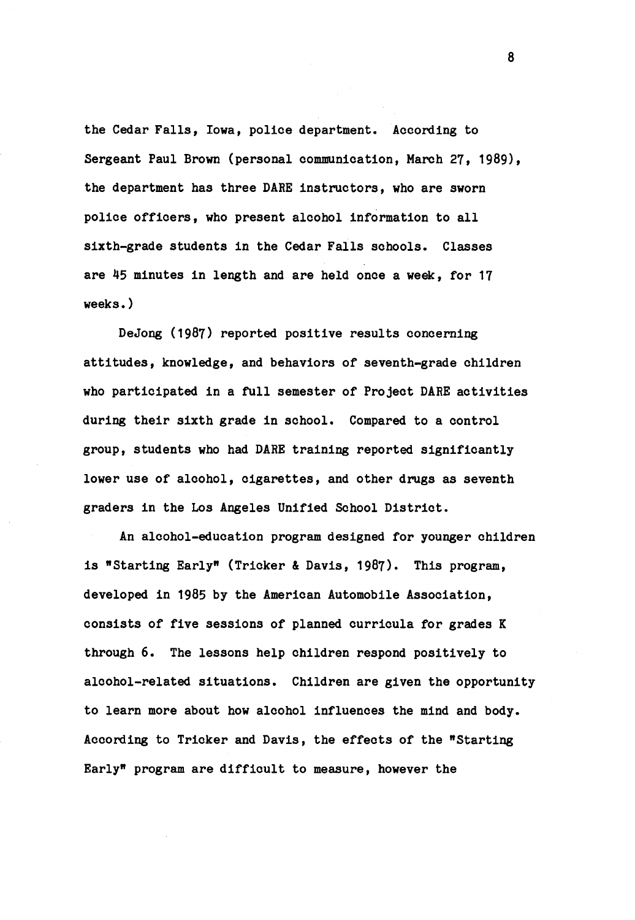the Cedar Falls, Iowa, police department. According to Sergeant Paul Brown (personal communication, March 27, 1989), the department has three DARE instructors, who are sworn police officers, who present alcohol information to all sixth-grade students in the Cedar Falls schools. Classes are 45 minutes in length and are held once a week, for 17 weeks.)

DeJong (1987) reported positive results concerning attitudes, knowledge, and behaviors of seventh-grade children who participated in a full semester of Project DARE activities during their sixth grade in school. Compared to a control group, students who had DARE training reported significantly lower use of alcohol, cigarettes, and other drugs as seventh graders in the Los Angeles Unified School District.

An alcohol-education program designed for younger children is "Starting Early" (Tricker & Davis, 1987). This program, developed in 1985 by the American Automobile Association, consists of five sessions of planned curricula for grades K through 6. The lessons help children respond positively to alcohol-related situations. Children are given the opportunity to learn more about how alcohol influences the mind and body. According to Tricker and Davis, the effects of the "Starting Early" program are difficult to measure, however the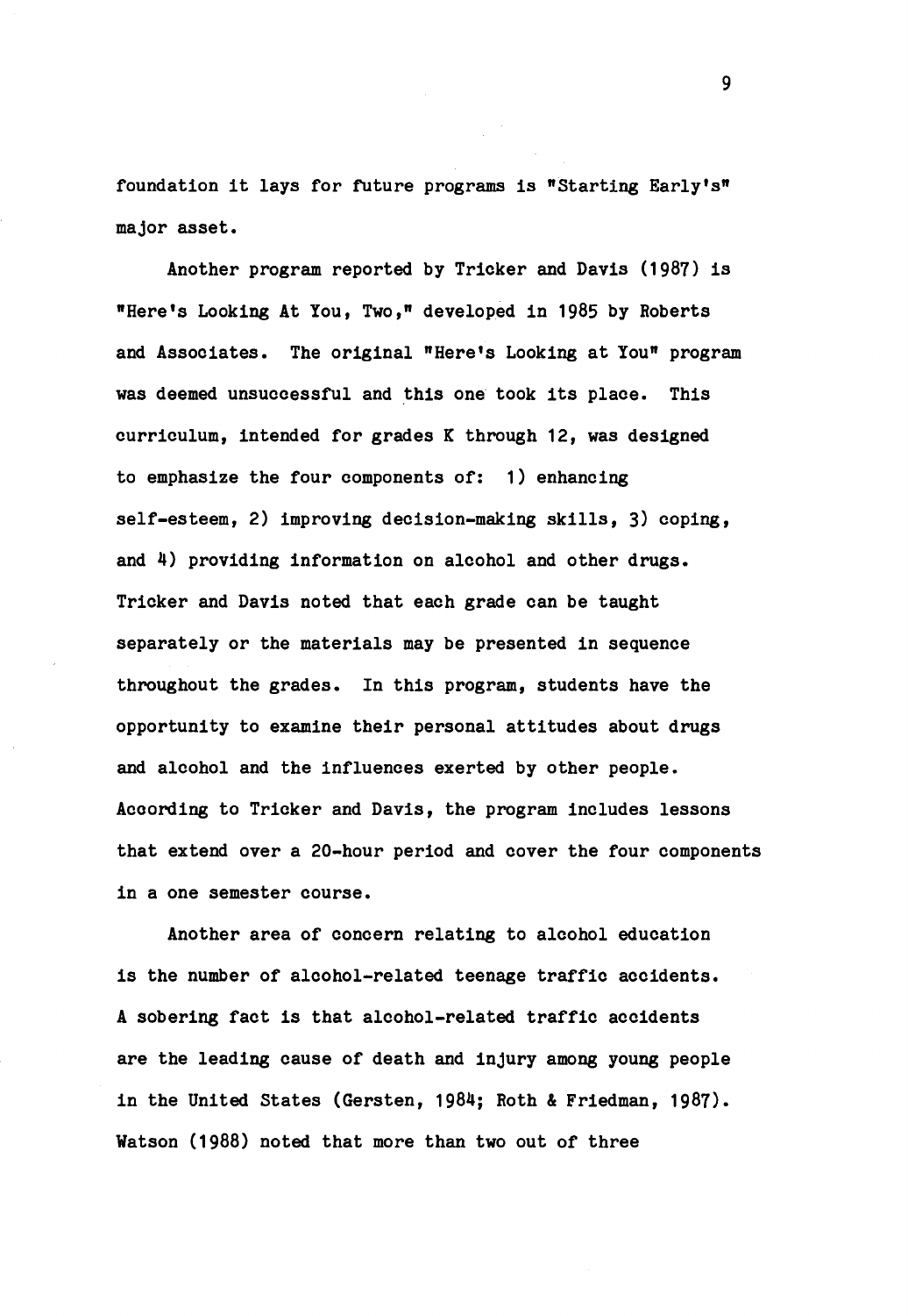foundation it lays for future programs is "Starting Early's" major asset.

Another program reported by Tricker and Davis (1987) is "Here's Looking At You, Two," developed in 1985 by Roberts and Associates. The original "Here's Looking at You" program was deemed unsuccessful and this one took its place. This curriculum, intended for grades K through 12, was designed to emphasize the four components of: 1) enhancing self-esteem, 2) improving decision-making skills, 3) coping, and 4) providing information on alcohol and other drugs. Tricker and Davis noted that each grade can be taught separately or the materials may be presented in sequence throughout the grades. In this program, students have the opportunity to examine their personal attitudes about drugs and alcohol and the influences exerted by other people. According to Tricker and Davis, the program includes lessons that extend over a 20-hour period and cover the four components in a one semester course.

Another area of concern relating to alcohol education is the number of alcohol-related teenage traffic accidents. A sobering fact is that alcohol-related traffic accidents are the leading cause of death and injury among young people in the United States (Gersten, 1984; Roth & Friedman, 1987). Watson (1988) noted that more than two out of three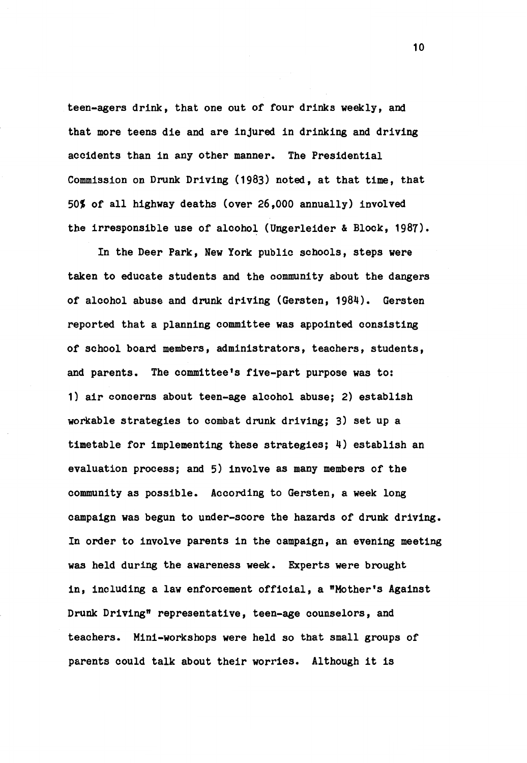teen-agers drink, that one out of four drinks weekly, and that more teens die and are injured in drinking and driving accidents than in any other manner. The Presidential Commission on Drunk Driving (1983) noted, at that time, that 50% of all highway deaths (over 26,000 annually) involved the irresponsible use of alcohol (Ungerleider & Block, 1987).

In the Deer Park, New York public schools, steps were taken to educate students and the community about the dangers of alcohol abuse and drunk driving (Gersten, 1984). Gersten reported that a planning committee was appointed consisting of school board members, administrators, teachers, students, and parents. The committee's five-part purpose was to: 1) air concerns about teen-age alcohol abuse; 2) establish workable strategies to combat drunk driving; 3) set up a timetable for implementing these strategies; 4) establish an evaluation process; and 5) involve as many members of the community as possible. According to Gersten, a week long campaign was begun to under-score the hazards of drunk driving. In order to involve parents in the campaign, an evening meeting was held during the awareness week. Experts were brought in, including a law enforcement official, a "Mother's Against Drunk Driving" representative, teen-age counselors, and teachers. Mini-workshops were held so that small groups of parents could talk about their worries. Although it is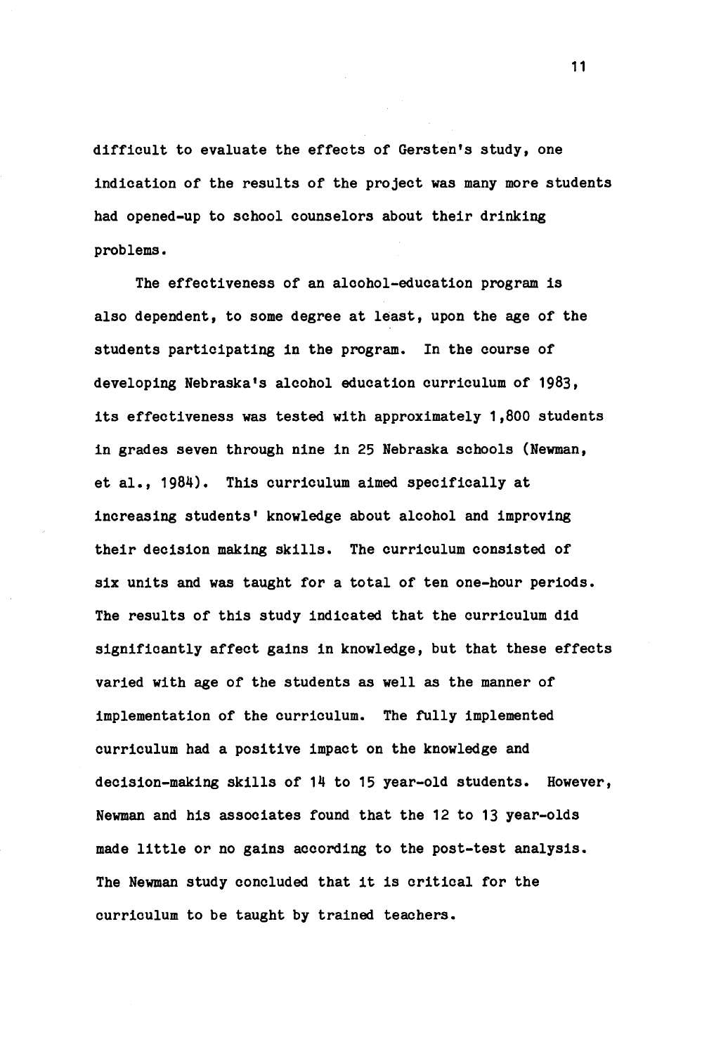difficult to evaluate the effects of Gersten's study, one indication of the results of the project was many more students had opened-up to school counselors about their drinking problems.

The effectiveness of an alcohol-education program is also dependent, to some degree at least, upon the age of the students participating in the program. In the course of developing Nebraska's alcohol education curriculum of 1983, its effectiveness was tested with approximately 1,800 students in grades seven through nine in 25 Nebraska schools (Newman, et al., 1984). This curriculum aimed specifically at increasing students' knowledge about alcohol and improving their decision making skills. The curriculum consisted of six units and was taught for a total of ten one-hour periods. The results of this study indicated that the curriculum did significantly affect gains in knowledge, but that these effects varied with age of the students as well as the manner of implementation of the curriculum. The fully implemented curriculum had a positive impact on the knowledge and decision-making skills of 14 to 15 year-old students. However, Newman and his associates found that the 12 to 13 year-olds made little or no gains according to the post-test analysis. The Newman study concluded that it is critical for the curriculum to be taught by trained teachers.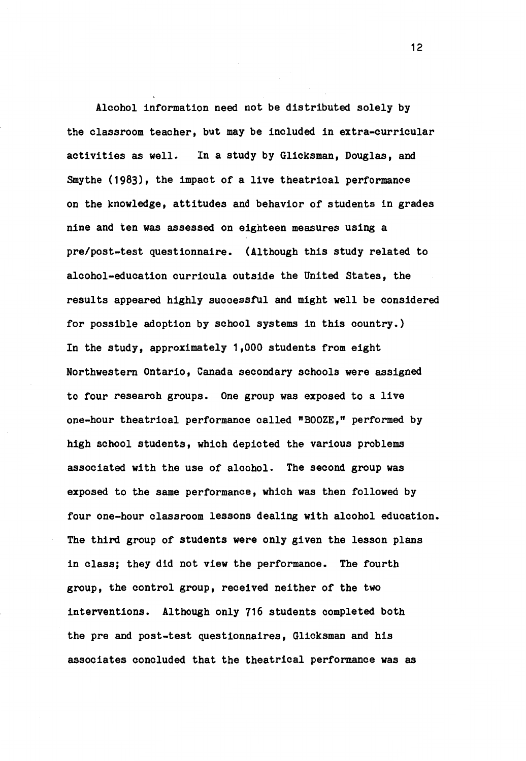Alcohol information need not be distributed solely by the classroom teacher, but may be included in extra-curricular activities as well. In a study by Glicksman, Douglas, and Smythe (1983), the impact of a live theatrical performance on the knowledge, attitudes and behavior of students in grades nine and ten was assessed on eighteen measures using a pre/post-test questionnaire. (Although this study related to alcohol-education curricula outside the United States, the results appeared highly successful and might well be considered for possible adoption by school systems in this country.) In the study, approximately 1,000 students from eight Northwestern Ontario, Canada secondary schools were assigned to four research groups. One group was exposed to a live one-hour theatrical performance called "BOOZE," performed by high school students, which depicted the various problems associated with the use of alcohol. The second group was exposed to the same performance, which was then followed by four one-hour classroom lessons dealing with alcohol education. The third group of students were only given the lesson plans in class; they did not view the performance. The fourth group, the control group, received neither of the two interventions. Although only 716 students completed both the pre and post-test questionnaires, Glicksman and his associates concluded that the theatrical performance was as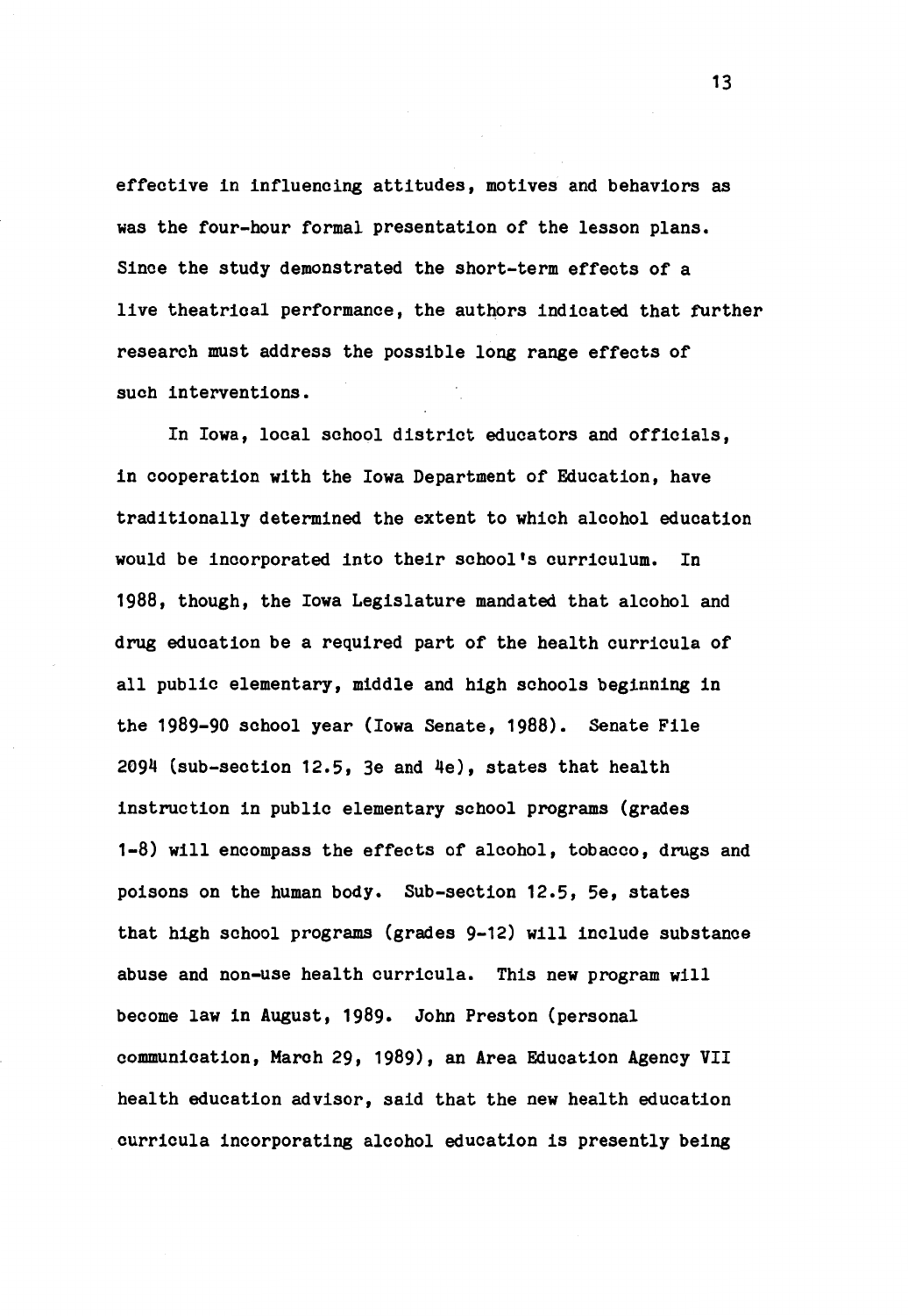effective in influencing attitudes, motives and behaviors as was the four-hour formal presentation of the lesson plans. Since the study demonstrated the short-term effects of a live theatrical performance, the authors indicated that further research must address the possible long range effects of such interventions.

In Iowa, local school district educators and officials, in cooperation with the Iowa Department of Education, have traditionally determined the extent to which alcohol education would be incorporated into their school's curriculum. In 1988, though, the Iowa Legislature mandated that alcohol and drug education be a required part of the health curricula of all public elementary, middle and high schools beginning in the 1989-90 school year (Iowa Senate, 1988). Senate File 2094 (sub-section 12.5, 3e and 4e), states that health instruction in public elementary school programs (grades 1-8) will encompass the effects of alcohol, tobacco, drugs and poisons on the human body. Sub-section 12.5, 5e, states that high school programs (grades 9-12) will include substance abuse and non-use health curricula. This new program will become law in August, 1989. John Preston (personal communication, March 29, 1989), an Area Education Agency VII health education advisor, said that the new health education curricula incorporating alcohol education is presently being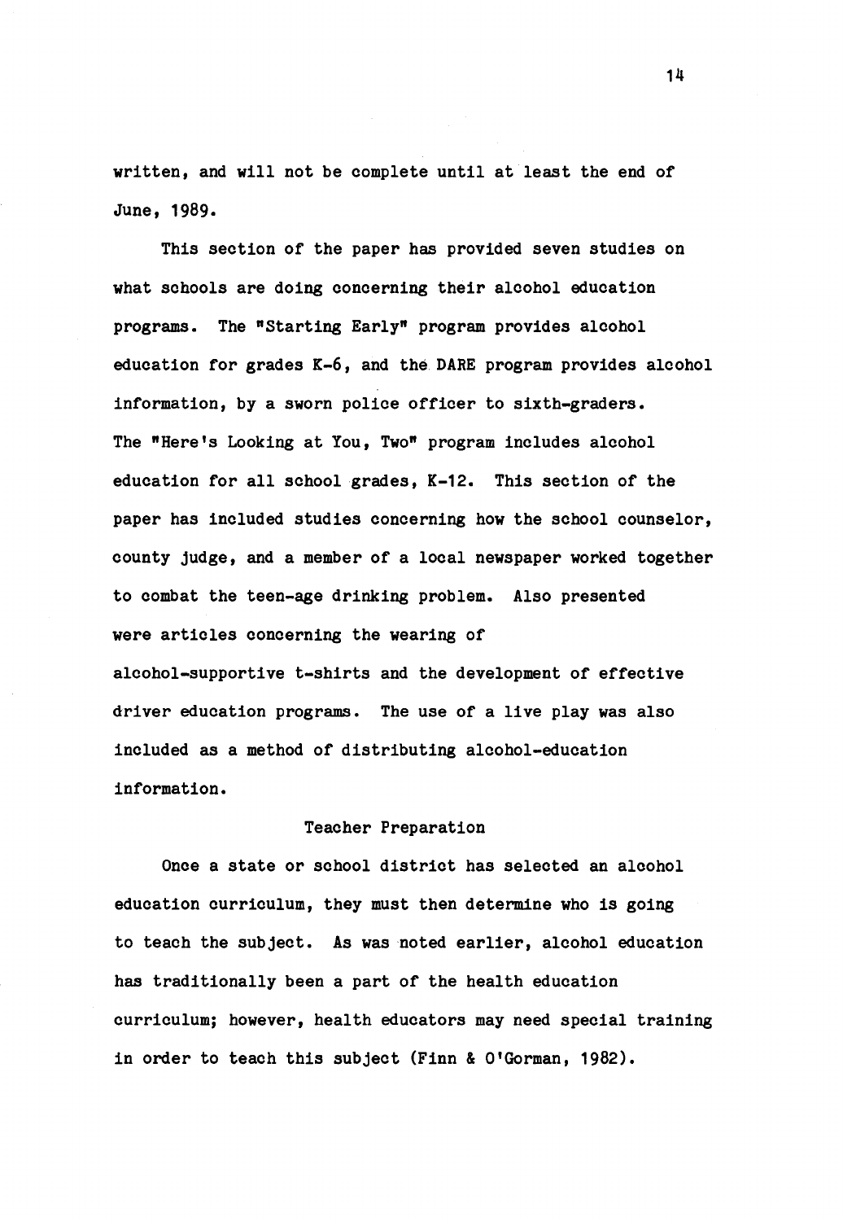written, and will not be complete until at least the end of June, 1989.

This section of the paper has provided seven studies on what schools are doing concerning their alcohol education programs. The "Starting Early" program provides alcohol education for grades K-6, and the DARE program provides alcohol information, by a sworn police officer to sixth-graders. The "Here's Looking at You, Two" program includes alcohol education for all school grades, K-12. This section of the paper has included studies concerning how the school counselor, county judge, and a member of a local newspaper worked together to combat the teen-age drinking problem. Also presented were articles concerning the wearing of alcohol-supportive t-shirts and the development of effective driver education programs. The use of a live play was also included as a method of distributing alcohol-education information.

## Teacher Preparation

Once a state or school district has selected an alcohol education curriculum, they must then determine who is going to teach the subject. As was noted earlier, alcohol education has traditionally been a part of the health education curriculum; however, health educators may need special training in order to teach this subject (Finn & O'Gorman, 1982).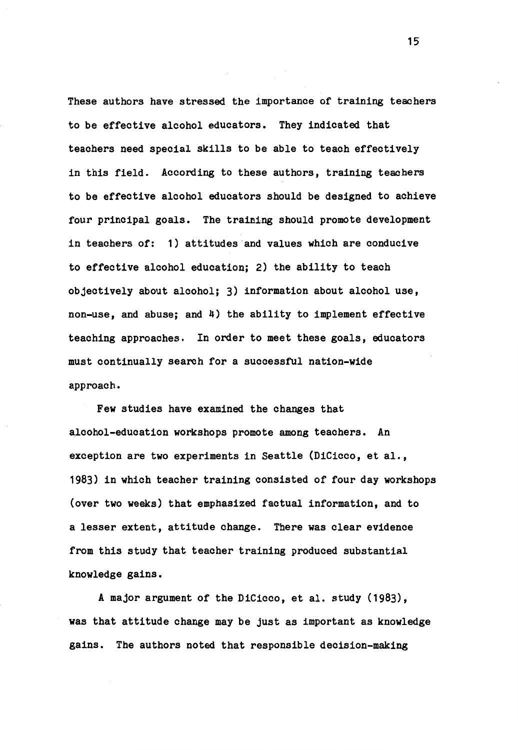These authors have stressed the importance of training teachers to be effective alcohol educators. They indicated that teachers need special skills to be able to teach effectively in this field. According to these authors, training teachers to be effective alcohol educators should be designed to achieve four principal goals. The training should promote development in teachers of: 1) attitudes and values which are conducive to effective alcohol education; 2) the ability to teach objectively about alcohol; 3) information about alcohol use, non-use, and abuse; and 4) the ability to implement effective teaching approaches. In order to meet these goals, educators must continually search for a successful nation-wide approach.

Few studies have examined the changes that alcohol-education workshops promote among teachers. An exception are two experiments in Seattle (DiCicco, et al., 1983) in which teacher training consisted of four day workshops (over two weeks) that emphasized factual information, and to a lesser extent, attitude change. There was clear evidence from this study that teacher training produced substantial knowledge gains.

A major argument of the DiCicco, et al. study (1983), was that attitude change may be just as important as knowledge gains. The authors noted that responsible decision-making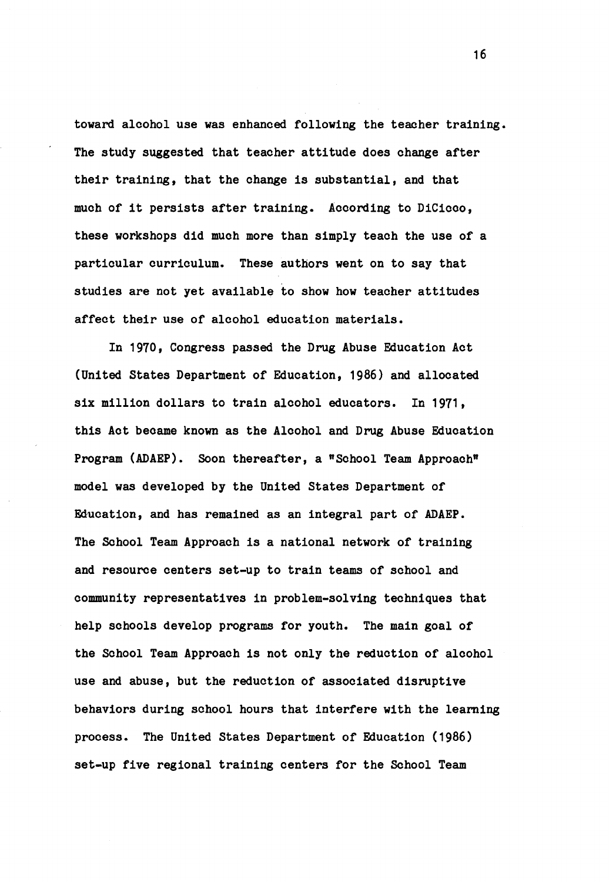toward alcohol use was enhanced following the teacher training. The study suggested that teacher attitude does change after their training, that the change is substantial, and that much of it persists after training. According to DiCicco, these workshops did much more than simply teach the use of a particular curriculum. These authors went on to say that studies are not yet available to show how teacher attitudes affect their use of alcohol education materials.

In 1970, Congress passed the Drug Abuse Education Act (United States Department of Education, 1986) and allocated six million dollars to train alcohol educators. In 1971, this Act became known as the Alcohol and Drug Abuse Education Program (ADAEP). Soon thereafter, a "School Team Approach" model was developed by the United States Department of Education, and has remained as an integral part of ADAEP. The School Team Approach is a national network of training and resource centers set-up to train teams of school and community representatives in problem-solving techniques that help schools develop programs for youth. The main goal of the School Team Approach is not only the reduction of alcohol use and abuse, but the reduction of associated disruptive behaviors during school hours that interfere with the learning process. The United States Department of Education (1986) set-up five regional training centers for the School Team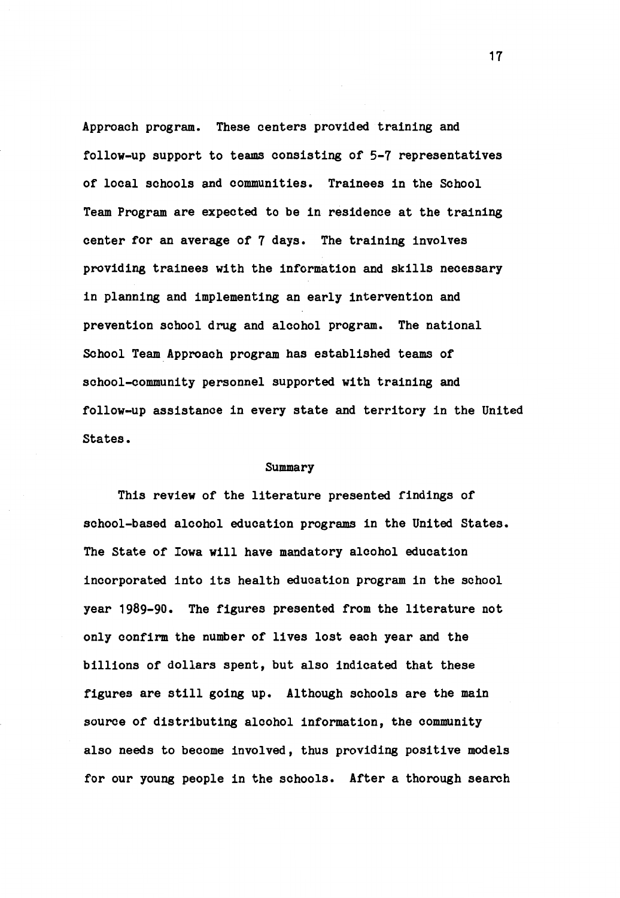Approach program. These centers provided training and follow-up support to teams consisting of 5-7 representatives of local schools and communities. Trainees in the School Team Program are expected to be in residence at the training center for an average of 7 days. The training involves providing trainees with the information and skills necessary in planning and implementing an early intervention and prevention school drug and alcohol program. The national School Team Approach program has established teams of school-community personnel supported with training and follow-up assistance in every state and territory in the United States.

## Summary

This review of the literature presented findings of school-based alcohol education programs in the United States. The State of Iowa will have mandatory alcohol education incorporated into its health education program in the school year 1989-90. The figures presented from the literature not only confirm the number of lives lost each year and the billions of dollars spent, but also indicated that these figures are still going up. Although schools are the main source of distributing alcohol information, the community also needs to become involved, thus providing positive models for our young people in the schools. After a thorough search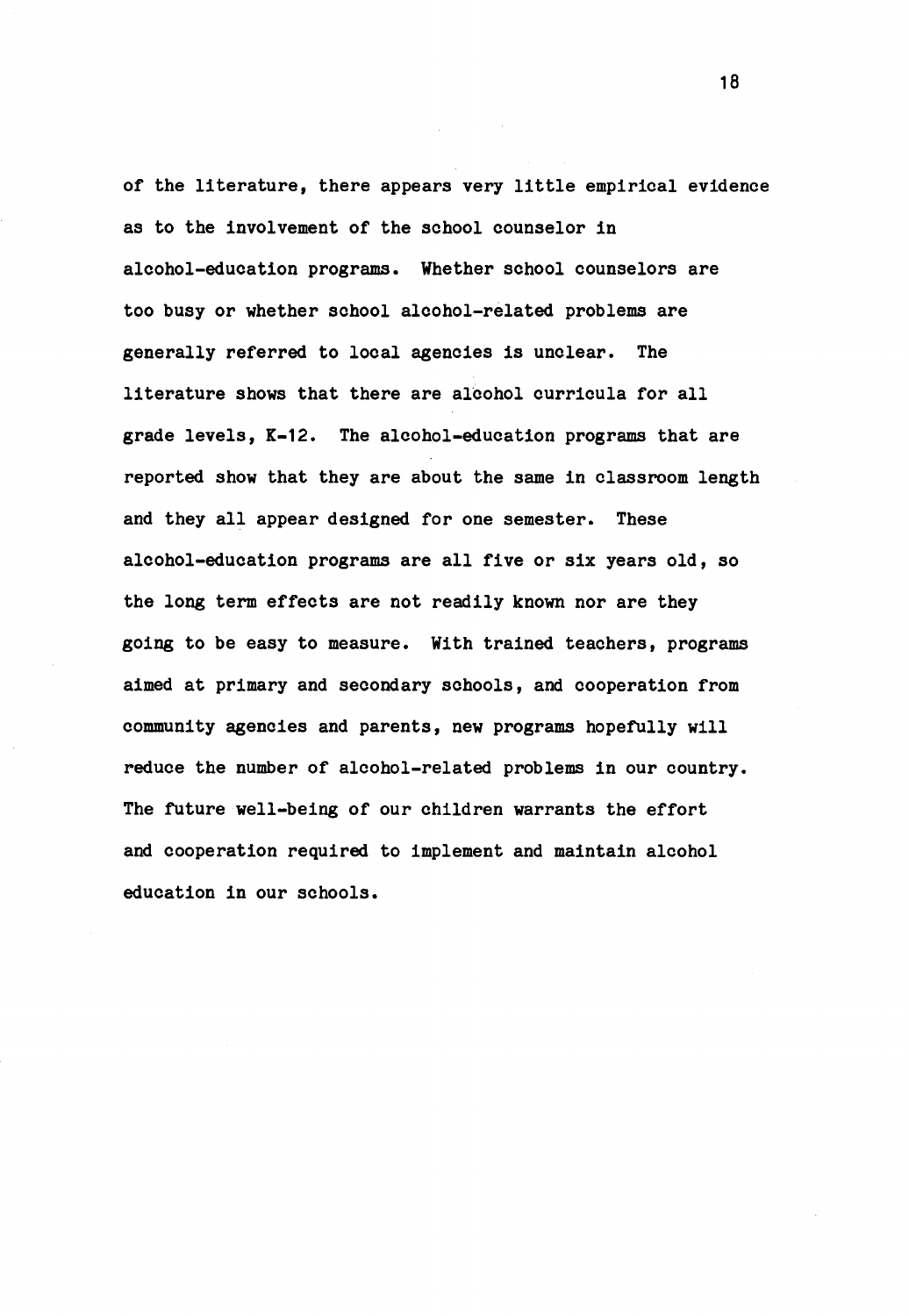of the literature, there appears very little empirical evidence as to the involvement of the school counselor in alcohol-education programs. Whether school counselors are too busy or whether school alcohol-related problems are generally referred to local agencies is unclear. The literature shows that there are alcohol curricula for all grade levels, K-12. The alcohol-education programs that are reported show that they are about the same in classroom length and they all appear designed for one semester. These alcohol-education programs are all five or six years old, so the long term effects are not readily known nor are they going to be easy to measure. With trained teachers, programs aimed at primary and secondary schools, and cooperation from community agencies and parents, new programs hopefully will reduce the number of alcohol-related problems in our country. The future well-being of our children warrants the effort and cooperation required to implement and maintain alcohol education in our schools.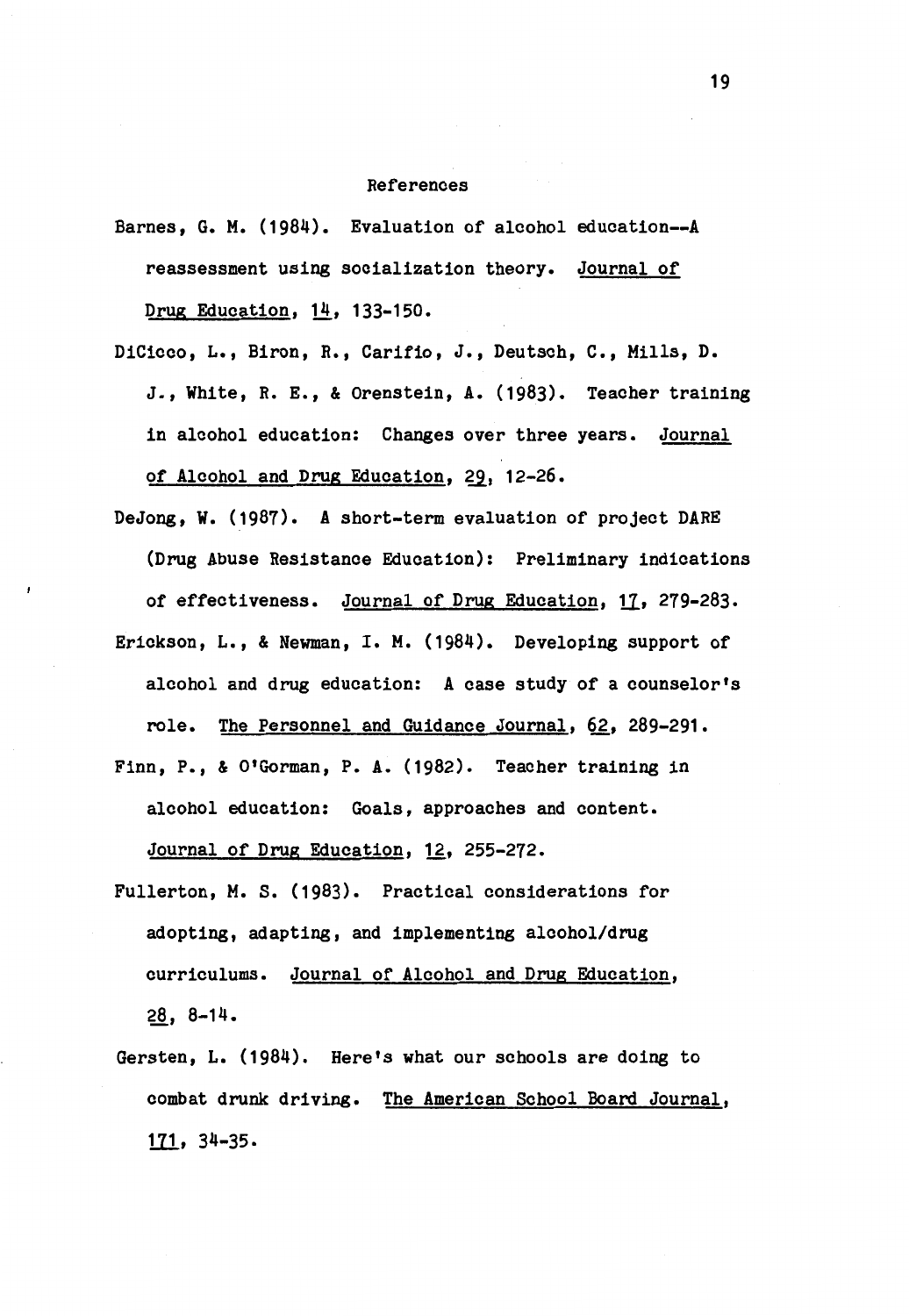# References

Barnes, G. M. (1984). Evaluation of alcohol education--A reassessment using socialization theory. Journal of Drug Education, 14, 133-150.

DiCicco, L., Biron, R., Carifio, J., Deutsch, C., Mills, D. J., White, R. E., & Orenstein, A. (1983). Teacher training in alcohol education: Changes over three years. Journal of Alcohol and Drug Education, 29, 12-26.

DeJong, W. (1987). A short-term evaluation of project DARE (Drug Abuse Resistance Education): Preliminary indications of effectiveness. Journal of Drug Education, 17, 279-283.

Erickson, L., & Newman, I. M. (1984). Developing support of alcohol and drug education: A case study of a counselor's role. The Personnel and Guidance Journal, 62, 289-291.

Finn, P., & O'Gorman, P. A. (1982). Teacher training in alcohol education: Goals, approaches and content. Journal of Drug Education, 12, 255-272.

Fullerton, M. S. (1983). Practical considerations for adopting, adapting, and implementing alcohol/drug curriculums. Journal of Alcohol and Drug Education, 28, 8-14.

Gersten, L. (1984). Here's what our schools are doing to combat drunk driving. The American School Board Journal, 171, 34-35.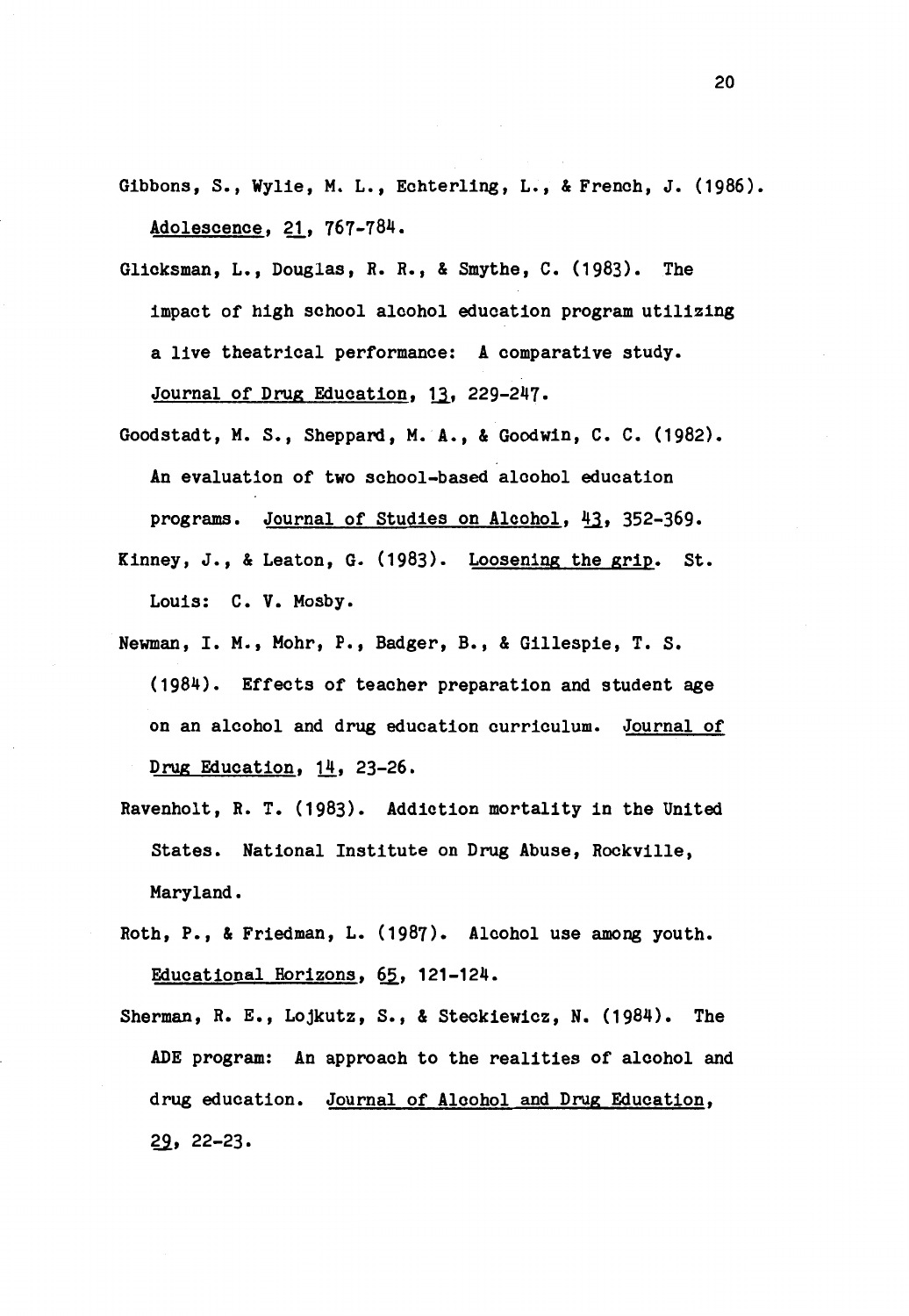Gibbons, S., Wylie, M. L., Echterling, L., & French, J. (1986). _Adolescence_, _21_, 767-784.

Glicksman, L., Douglas, R. R., & Smythe, C. (1983). The impact of high school alcohol education program utilizing a live theatrical performance: A comparative study. _Journal of Drug Education_, _13_, 229-247.

Goodstadt, M. S., Sheppard, M. A., & Goodwin, C. C. (1982). An evaluation of two school-based alcohol education programs. _Journal of Studies on Alcohol_, _43_, 352-369.

Kinney, J., & Leaton, G. (1983). _Loosening the grip_. St. Louis: C. V. Mosby.

Newman, I. M., Mohr, P., Badger, B., & Gillespie, T. S. (1984). Effects of teacher preparation and student age on an alcohol and drug education curriculum. _Journal of Drug Education_, _14_, 23-26.

Ravenholt, R. T. (1983). Addiction mortality in the United States. National Institute on Drug Abuse, Rockville, Maryland.

Roth, P., & Friedman, L. (1987). Alcohol use among youth. _Educational Horizons_, _65_, 121-124.

Sherman, R. E., Lojkutz, S., & Steckiewicz, N. (1984). The ADE program: An approach to the realities of alcohol and drug education. _Journal of Alcohol and Drug Education_, _29_, 22-23.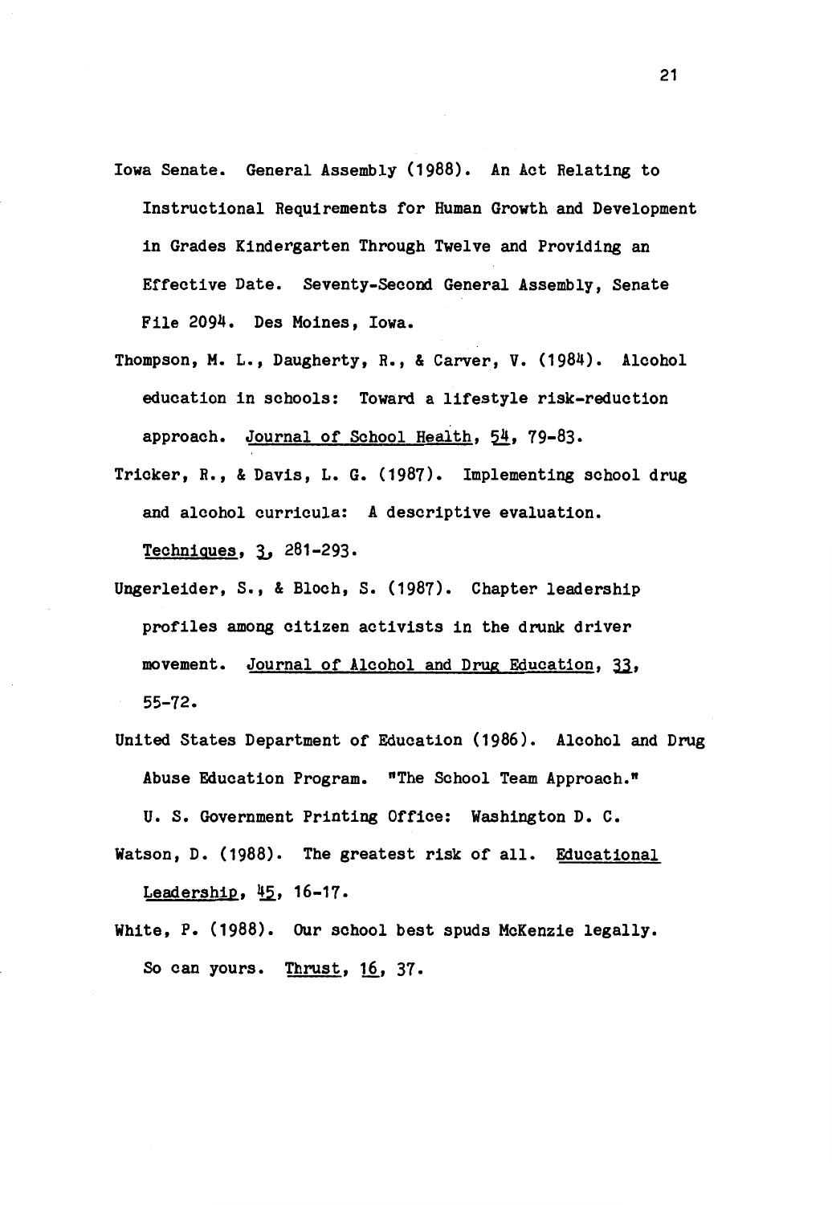Iowa Senate. General Assembly (1988). An Act Relating to Instructional Requirements for Human Growth and Development in Grades Kindergarten Through Twelve and Providing an Effective Date. Seventy-Second General Assembly, Senate File 2094. Des Moines, Iowa.

Thompson, M. L., Daugherty, R., & Carver, V. (1984). Alcohol education in schools: Toward a lifestyle risk-reduction approach. Journal of School Health, 54, 79-83.

Tricker, R., & Davis, L. G. (1987). Implementing school drug and alcohol curricula: A descriptive evaluation. Techniques, 3, 281-293.

Ungerleider, S., & Bloch, S. (1987). Chapter leadership profiles among citizen activists in the drunk driver movement. Journal of Alcohol and Drug Education, 33, 55-72.

United States Department of Education (1986). Alcohol and Drug Abuse Education Program. "The School Team Approach." U. S. Government Printing Office: Washington D. C.

Watson, D. (1988). The greatest risk of all. Educational Leadership, 45, 16-17.

White, P. (1988). Our school best spuds McKenzie legally. So can yours. Thrust, 16, 37.